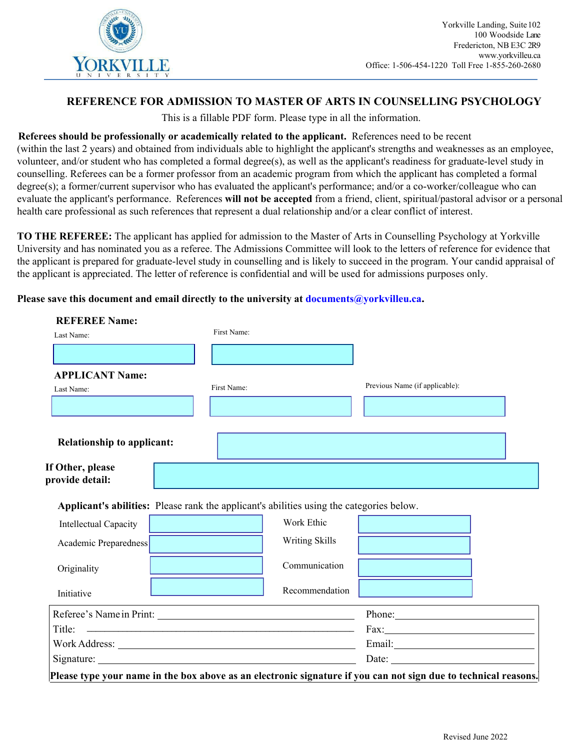Yorkville Landing, Suite 102
100 Woodside Lane
Fredericton, NB E3C 2R9
www.yorkvilleu.ca
Office: 1-506-454-1220 Toll Free 1-855-260-2680

## REFERENCE FOR ADMISSION TO MASTER OF ARTS IN COUNSELLING PSYCHOLOGY

This is a fillable PDF form. Please type in all the information.

**Referees should be professionally or academically related to the applicant.** References need to be recent (within the last 2 years) and obtained from individuals able to highlight the applicant's strengths and weaknesses as an employee, volunteer, and/or student who has completed a formal degree(s), as well as the applicant's readiness for graduate-level study in counselling. Referees can be a former professor from an academic program from which the applicant has completed a formal degree(s); a former/current supervisor who has evaluated the applicant's performance; and/or a co-worker/colleague who can evaluate the applicant's performance. References **will not be accepted** from a friend, client, spiritual/pastoral advisor or a personal health care professional as such references that represent a dual relationship and/or a clear conflict of interest.

**TO THE REFEREE:** The applicant has applied for admission to the Master of Arts in Counselling Psychology at Yorkville University and has nominated you as a referee. The Admissions Committee will look to the letters of reference for evidence that the applicant is prepared for graduate-level study in counselling and is likely to succeed in the program. Your candid appraisal of the applicant is appreciated. The letter of reference is confidential and will be used for admissions purposes only.

**Please save this document and email directly to the university at documents@yorkvilleu.ca.**

**REFEREE Name:**

Last Name: ______ First Name: ______

**APPLICANT Name:**

Last Name: ______ First Name: ______ Previous Name (if applicable): ______

**Relationship to applicant:** ______

**If Other, please provide detail:** ______

**Applicant's abilities:** Please rank the applicant's abilities using the categories below.

| | | | |
|---|---|---|---|
| Intellectual Capacity | | Work Ethic | |
| Academic Preparedness | | Writing Skills | |
| Originality | | Communication | |
| Initiative | | Recommendation | |

Referee's Name in Print: ______ Phone: ______
Title: ______ Fax: ______
Work Address: ______ Email: ______
Signature: ______ Date: ______

**Please type your name in the box above as an electronic signature if you can not sign due to technical reasons.**

Revised June 2022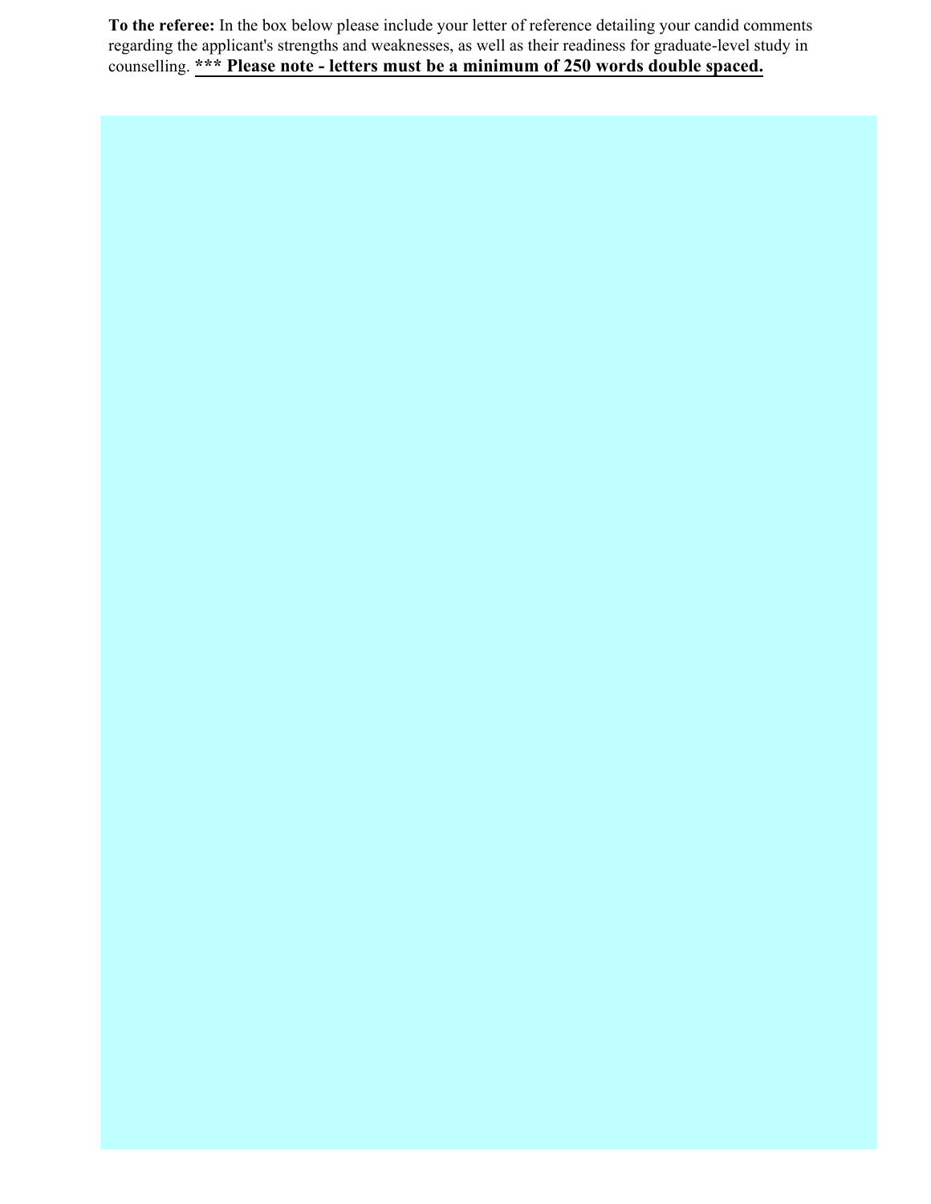**To the referee:** In the box below please include your letter of reference detailing your candid comments regarding the applicant's strengths and weaknesses, as well as their readiness for graduate-level study in counselling. **\*\*\* Please note - letters must be a minimum of 250 words double spaced.**